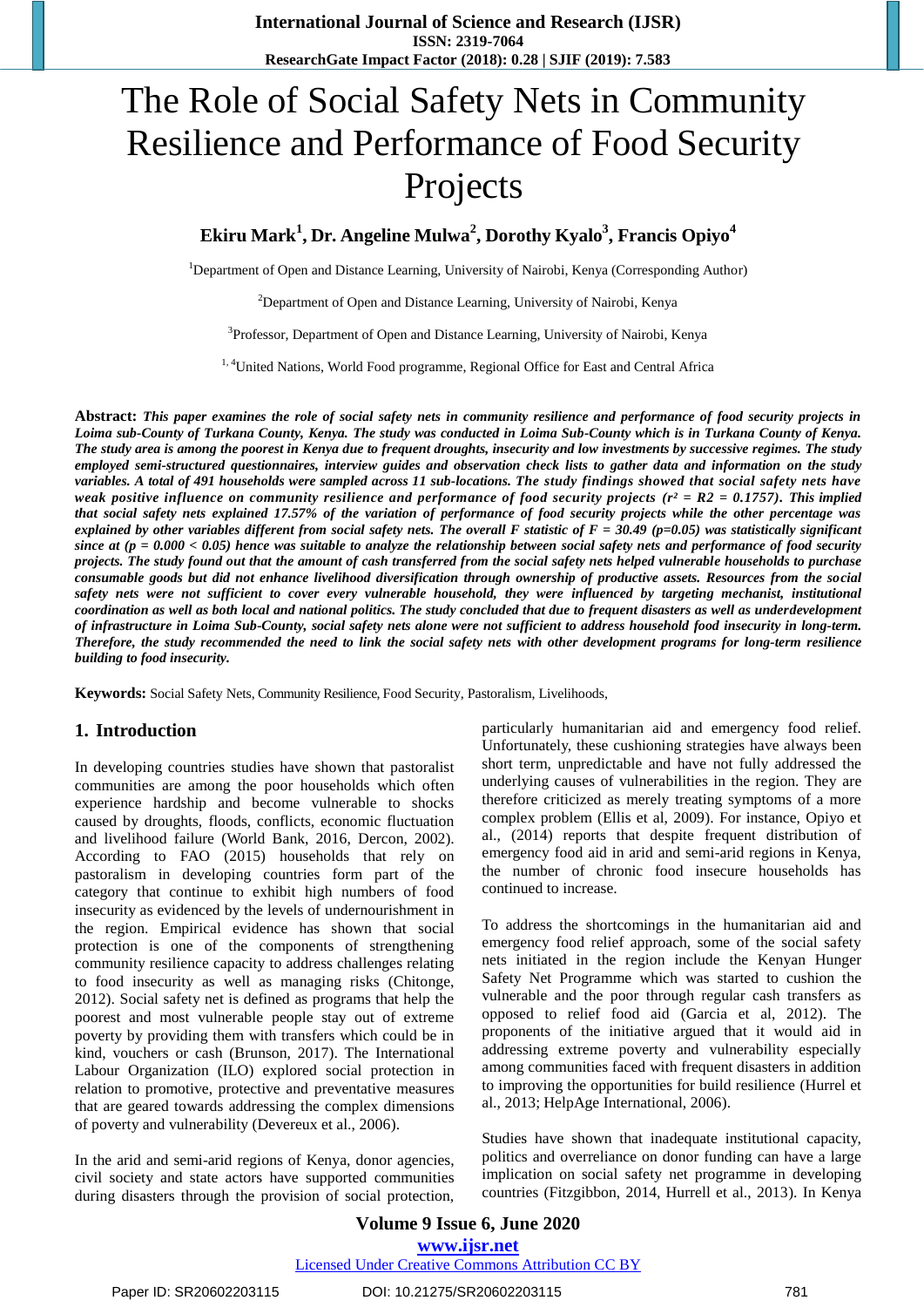# The Role of Social Safety Nets in Community Resilience and Performance of Food Security Projects

**Ekiru Mark[1], Dr. Angeline Mulwa[2], Dorothy Kyalo[3], Francis Opiyo[4]**

[1]Department of Open and Distance Learning, University of Nairobi, Kenya (Corresponding Author)

[2]Department of Open and Distance Learning, University of Nairobi, Kenya

[3]Professor, Department of Open and Distance Learning, University of Nairobi, Kenya

[1, 4]United Nations, World Food programme, Regional Office for East and Central Africa

**Abstract:** ***This paper examines the role of social safety nets in community resilience and performance of food security projects in Loima sub-County of Turkana County, Kenya. The study was conducted in Loima Sub-County which is in Turkana County of Kenya. The study area is among the poorest in Kenya due to frequent droughts, insecurity and low investments by successive regimes. The study employed semi-structured questionnaires, interview guides and observation check lists to gather data and information on the study variables. A total of 491 households were sampled across 11 sub-locations. The study findings showed that social safety nets have weak positive influence on community resilience and performance of food security projects ($r^2 = R2 = 0.1757$). This implied that social safety nets explained 17.57% of the variation of performance of food security projects while the other percentage was explained by other variables different from social safety nets. The overall F statistic of $F = 30.49$ ($p=0.05$) was statistically significant since at ($p = 0.000 < 0.05$) hence was suitable to analyze the relationship between social safety nets and performance of food security projects. The study found out that the amount of cash transferred from the social safety nets helped vulnerable households to purchase consumable goods but did not enhance livelihood diversification through ownership of productive assets. Resources from the social safety nets were not sufficient to cover every vulnerable household, they were influenced by targeting mechanist, institutional coordination as well as both local and national politics. The study concluded that due to frequent disasters as well as underdevelopment of infrastructure in Loima Sub-County, social safety nets alone were not sufficient to address household food insecurity in long-term. Therefore, the study recommended the need to link the social safety nets with other development programs for long-term resilience building to food insecurity.***

**Keywords:** Social Safety Nets, Community Resilience, Food Security, Pastoralism, Livelihoods,

## 1. Introduction

In developing countries studies have shown that pastoralist communities are among the poor households which often experience hardship and become vulnerable to shocks caused by droughts, floods, conflicts, economic fluctuation and livelihood failure (World Bank, 2016, Dercon, 2002). According to FAO (2015) households that rely on pastoralism in developing countries form part of the category that continue to exhibit high numbers of food insecurity as evidenced by the levels of undernourishment in the region. Empirical evidence has shown that social protection is one of the components of strengthening community resilience capacity to address challenges relating to food insecurity as well as managing risks (Chitonge, 2012). Social safety net is defined as programs that help the poorest and most vulnerable people stay out of extreme poverty by providing them with transfers which could be in kind, vouchers or cash (Brunson, 2017). The International Labour Organization (ILO) explored social protection in relation to promotive, protective and preventative measures that are geared towards addressing the complex dimensions of poverty and vulnerability (Devereux et al., 2006).

In the arid and semi-arid regions of Kenya, donor agencies, civil society and state actors have supported communities during disasters through the provision of social protection, particularly humanitarian aid and emergency food relief. Unfortunately, these cushioning strategies have always been short term, unpredictable and have not fully addressed the underlying causes of vulnerabilities in the region. They are therefore criticized as merely treating symptoms of a more complex problem (Ellis et al, 2009). For instance, Opiyo et al., (2014) reports that despite frequent distribution of emergency food aid in arid and semi-arid regions in Kenya, the number of chronic food insecure households has continued to increase.

To address the shortcomings in the humanitarian aid and emergency food relief approach, some of the social safety nets initiated in the region include the Kenyan Hunger Safety Net Programme which was started to cushion the vulnerable and the poor through regular cash transfers as opposed to relief food aid (Garcia et al, 2012). The proponents of the initiative argued that it would aid in addressing extreme poverty and vulnerability especially among communities faced with frequent disasters in addition to improving the opportunities for build resilience (Hurrel et al., 2013; HelpAge International, 2006).

Studies have shown that inadequate institutional capacity, politics and overreliance on donor funding can have a large implication on social safety net programme in developing countries (Fitzgibbon, 2014, Hurrell et al., 2013). In Kenya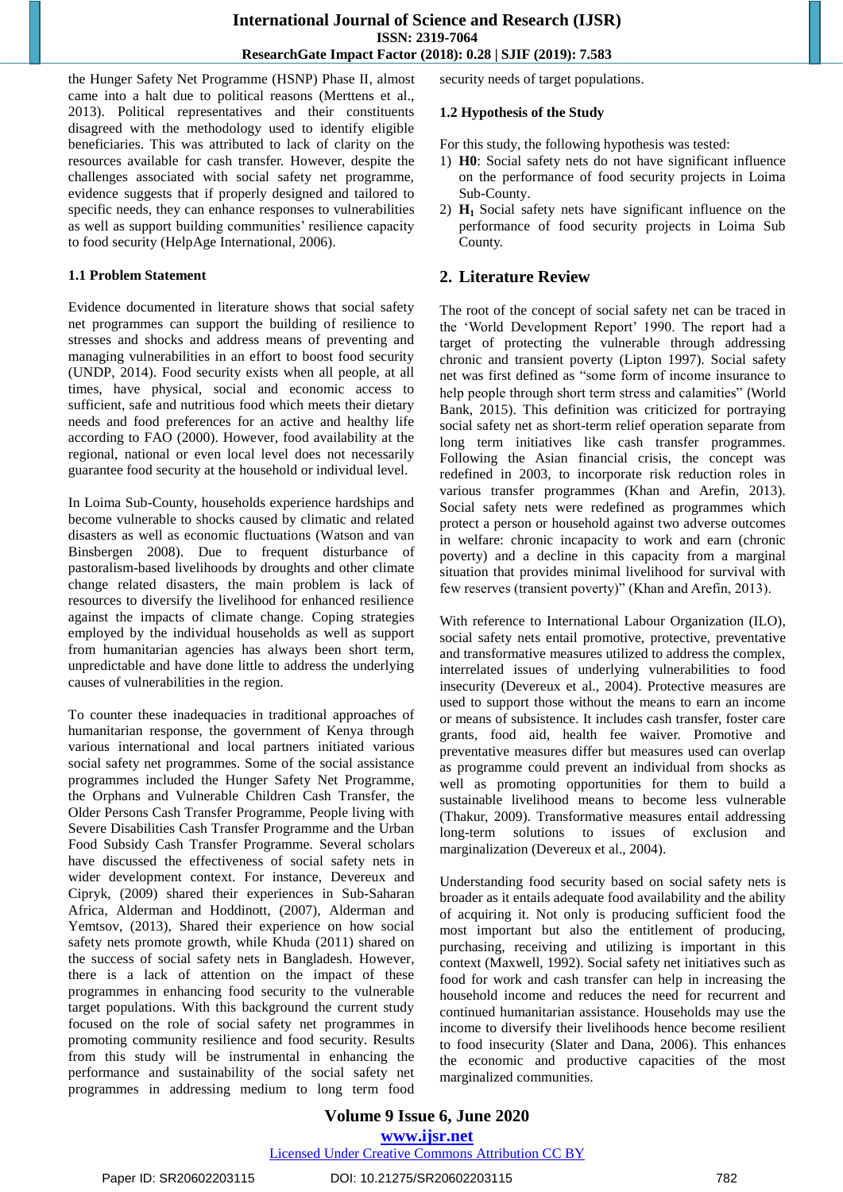the Hunger Safety Net Programme (HSNP) Phase II, almost came into a halt due to political reasons (Merttens et al., 2013). Political representatives and their constituents disagreed with the methodology used to identify eligible beneficiaries. This was attributed to lack of clarity on the resources available for cash transfer. However, despite the challenges associated with social safety net programme, evidence suggests that if properly designed and tailored to specific needs, they can enhance responses to vulnerabilities as well as support building communities' resilience capacity to food security (HelpAge International, 2006).

### 1.1 Problem Statement

Evidence documented in literature shows that social safety net programmes can support the building of resilience to stresses and shocks and address means of preventing and managing vulnerabilities in an effort to boost food security (UNDP, 2014). Food security exists when all people, at all times, have physical, social and economic access to sufficient, safe and nutritious food which meets their dietary needs and food preferences for an active and healthy life according to FAO (2000). However, food availability at the regional, national or even local level does not necessarily guarantee food security at the household or individual level.

In Loima Sub-County, households experience hardships and become vulnerable to shocks caused by climatic and related disasters as well as economic fluctuations (Watson and van Binsbergen 2008). Due to frequent disturbance of pastoralism-based livelihoods by droughts and other climate change related disasters, the main problem is lack of resources to diversify the livelihood for enhanced resilience against the impacts of climate change. Coping strategies employed by the individual households as well as support from humanitarian agencies has always been short term, unpredictable and have done little to address the underlying causes of vulnerabilities in the region.

To counter these inadequacies in traditional approaches of humanitarian response, the government of Kenya through various international and local partners initiated various social safety net programmes. Some of the social assistance programmes included the Hunger Safety Net Programme, the Orphans and Vulnerable Children Cash Transfer, the Older Persons Cash Transfer Programme, People living with Severe Disabilities Cash Transfer Programme and the Urban Food Subsidy Cash Transfer Programme. Several scholars have discussed the effectiveness of social safety nets in wider development context. For instance, Devereux and Cipryk, (2009) shared their experiences in Sub-Saharan Africa, Alderman and Hoddinott, (2007), Alderman and Yemtsov, (2013), Shared their experience on how social safety nets promote growth, while Khuda (2011) shared on the success of social safety nets in Bangladesh. However, there is a lack of attention on the impact of these programmes in enhancing food security to the vulnerable target populations. With this background the current study focused on the role of social safety net programmes in promoting community resilience and food security. Results from this study will be instrumental in enhancing the performance and sustainability of the social safety net programmes in addressing medium to long term food security needs of target populations.

### 1.2 Hypothesis of the Study

For this study, the following hypothesis was tested:

1) **H0**: Social safety nets do not have significant influence on the performance of food security projects in Loima Sub-County.
2) **$H_1$** Social safety nets have significant influence on the performance of food security projects in Loima Sub County.

## 2. Literature Review

The root of the concept of social safety net can be traced in the 'World Development Report' 1990. The report had a target of protecting the vulnerable through addressing chronic and transient poverty (Lipton 1997). Social safety net was first defined as "some form of income insurance to help people through short term stress and calamities" (World Bank, 2015). This definition was criticized for portraying social safety net as short-term relief operation separate from long term initiatives like cash transfer programmes. Following the Asian financial crisis, the concept was redefined in 2003, to incorporate risk reduction roles in various transfer programmes (Khan and Arefin, 2013). Social safety nets were redefined as programmes which protect a person or household against two adverse outcomes in welfare: chronic incapacity to work and earn (chronic poverty) and a decline in this capacity from a marginal situation that provides minimal livelihood for survival with few reserves (transient poverty)" (Khan and Arefin, 2013).

With reference to International Labour Organization (ILO), social safety nets entail promotive, protective, preventative and transformative measures utilized to address the complex, interrelated issues of underlying vulnerabilities to food insecurity (Devereux et al., 2004). Protective measures are used to support those without the means to earn an income or means of subsistence. It includes cash transfer, foster care grants, food aid, health fee waiver. Promotive and preventative measures differ but measures used can overlap as programme could prevent an individual from shocks as well as promoting opportunities for them to build a sustainable livelihood means to become less vulnerable (Thakur, 2009). Transformative measures entail addressing long-term solutions to issues of exclusion and marginalization (Devereux et al., 2004).

Understanding food security based on social safety nets is broader as it entails adequate food availability and the ability of acquiring it. Not only is producing sufficient food the most important but also the entitlement of producing, purchasing, receiving and utilizing is important in this context (Maxwell, 1992). Social safety net initiatives such as food for work and cash transfer can help in increasing the household income and reduces the need for recurrent and continued humanitarian assistance. Households may use the income to diversify their livelihoods hence become resilient to food insecurity (Slater and Dana, 2006). This enhances the economic and productive capacities of the most marginalized communities.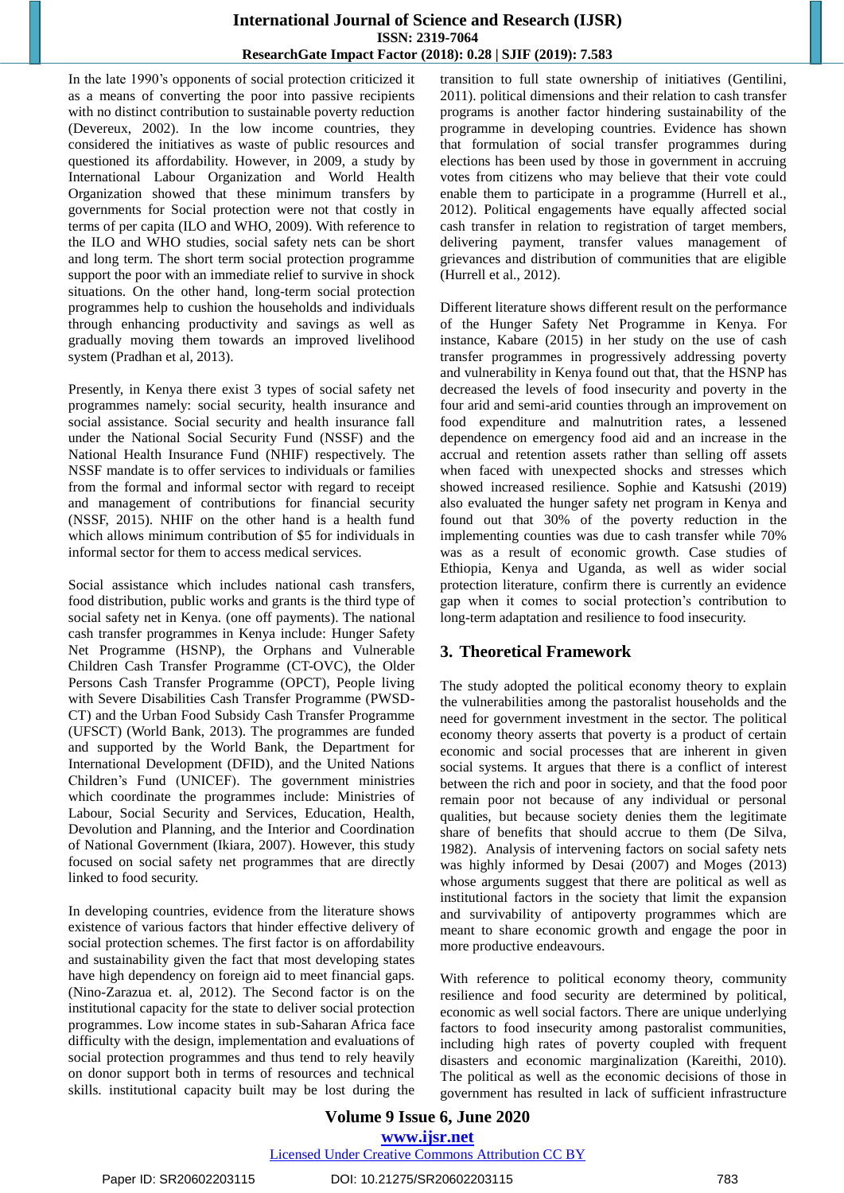In the late 1990's opponents of social protection criticized it as a means of converting the poor into passive recipients with no distinct contribution to sustainable poverty reduction (Devereux, 2002). In the low income countries, they considered the initiatives as waste of public resources and questioned its affordability. However, in 2009, a study by International Labour Organization and World Health Organization showed that these minimum transfers by governments for Social protection were not that costly in terms of per capita (ILO and WHO, 2009). With reference to the ILO and WHO studies, social safety nets can be short and long term. The short term social protection programme support the poor with an immediate relief to survive in shock situations. On the other hand, long-term social protection programmes help to cushion the households and individuals through enhancing productivity and savings as well as gradually moving them towards an improved livelihood system (Pradhan et al, 2013).

Presently, in Kenya there exist 3 types of social safety net programmes namely: social security, health insurance and social assistance. Social security and health insurance fall under the National Social Security Fund (NSSF) and the National Health Insurance Fund (NHIF) respectively. The NSSF mandate is to offer services to individuals or families from the formal and informal sector with regard to receipt and management of contributions for financial security (NSSF, 2015). NHIF on the other hand is a health fund which allows minimum contribution of $5 for individuals in informal sector for them to access medical services.

Social assistance which includes national cash transfers, food distribution, public works and grants is the third type of social safety net in Kenya. (one off payments). The national cash transfer programmes in Kenya include: Hunger Safety Net Programme (HSNP), the Orphans and Vulnerable Children Cash Transfer Programme (CT-OVC), the Older Persons Cash Transfer Programme (OPCT), People living with Severe Disabilities Cash Transfer Programme (PWSD-CT) and the Urban Food Subsidy Cash Transfer Programme (UFSCT) (World Bank, 2013). The programmes are funded and supported by the World Bank, the Department for International Development (DFID), and the United Nations Children's Fund (UNICEF). The government ministries which coordinate the programmes include: Ministries of Labour, Social Security and Services, Education, Health, Devolution and Planning, and the Interior and Coordination of National Government (Ikiara, 2007). However, this study focused on social safety net programmes that are directly linked to food security.

In developing countries, evidence from the literature shows existence of various factors that hinder effective delivery of social protection schemes. The first factor is on affordability and sustainability given the fact that most developing states have high dependency on foreign aid to meet financial gaps. (Nino-Zarazua et. al, 2012). The Second factor is on the institutional capacity for the state to deliver social protection programmes. Low income states in sub-Saharan Africa face difficulty with the design, implementation and evaluations of social protection programmes and thus tend to rely heavily on donor support both in terms of resources and technical skills. institutional capacity built may be lost during the transition to full state ownership of initiatives (Gentilini, 2011). political dimensions and their relation to cash transfer programs is another factor hindering sustainability of the programme in developing countries. Evidence has shown that formulation of social transfer programmes during elections has been used by those in government in accruing votes from citizens who may believe that their vote could enable them to participate in a programme (Hurrell et al., 2012). Political engagements have equally affected social cash transfer in relation to registration of target members, delivering payment, transfer values management of grievances and distribution of communities that are eligible (Hurrell et al., 2012).

Different literature shows different result on the performance of the Hunger Safety Net Programme in Kenya. For instance, Kabare (2015) in her study on the use of cash transfer programmes in progressively addressing poverty and vulnerability in Kenya found out that, that the HSNP has decreased the levels of food insecurity and poverty in the four arid and semi-arid counties through an improvement on food expenditure and malnutrition rates, a lessened dependence on emergency food aid and an increase in the accrual and retention assets rather than selling off assets when faced with unexpected shocks and stresses which showed increased resilience. Sophie and Katsushi (2019) also evaluated the hunger safety net program in Kenya and found out that 30% of the poverty reduction in the implementing counties was due to cash transfer while 70% was as a result of economic growth. Case studies of Ethiopia, Kenya and Uganda, as well as wider social protection literature, confirm there is currently an evidence gap when it comes to social protection's contribution to long-term adaptation and resilience to food insecurity.

## 3. Theoretical Framework

The study adopted the political economy theory to explain the vulnerabilities among the pastoralist households and the need for government investment in the sector. The political economy theory asserts that poverty is a product of certain economic and social processes that are inherent in given social systems. It argues that there is a conflict of interest between the rich and poor in society, and that the food poor remain poor not because of any individual or personal qualities, but because society denies them the legitimate share of benefits that should accrue to them (De Silva, 1982). Analysis of intervening factors on social safety nets was highly informed by Desai (2007) and Moges (2013) whose arguments suggest that there are political as well as institutional factors in the society that limit the expansion and survivability of antipoverty programmes which are meant to share economic growth and engage the poor in more productive endeavours.

With reference to political economy theory, community resilience and food security are determined by political, economic as well social factors. There are unique underlying factors to food insecurity among pastoralist communities, including high rates of poverty coupled with frequent disasters and economic marginalization (Kareithi, 2010). The political as well as the economic decisions of those in government has resulted in lack of sufficient infrastructure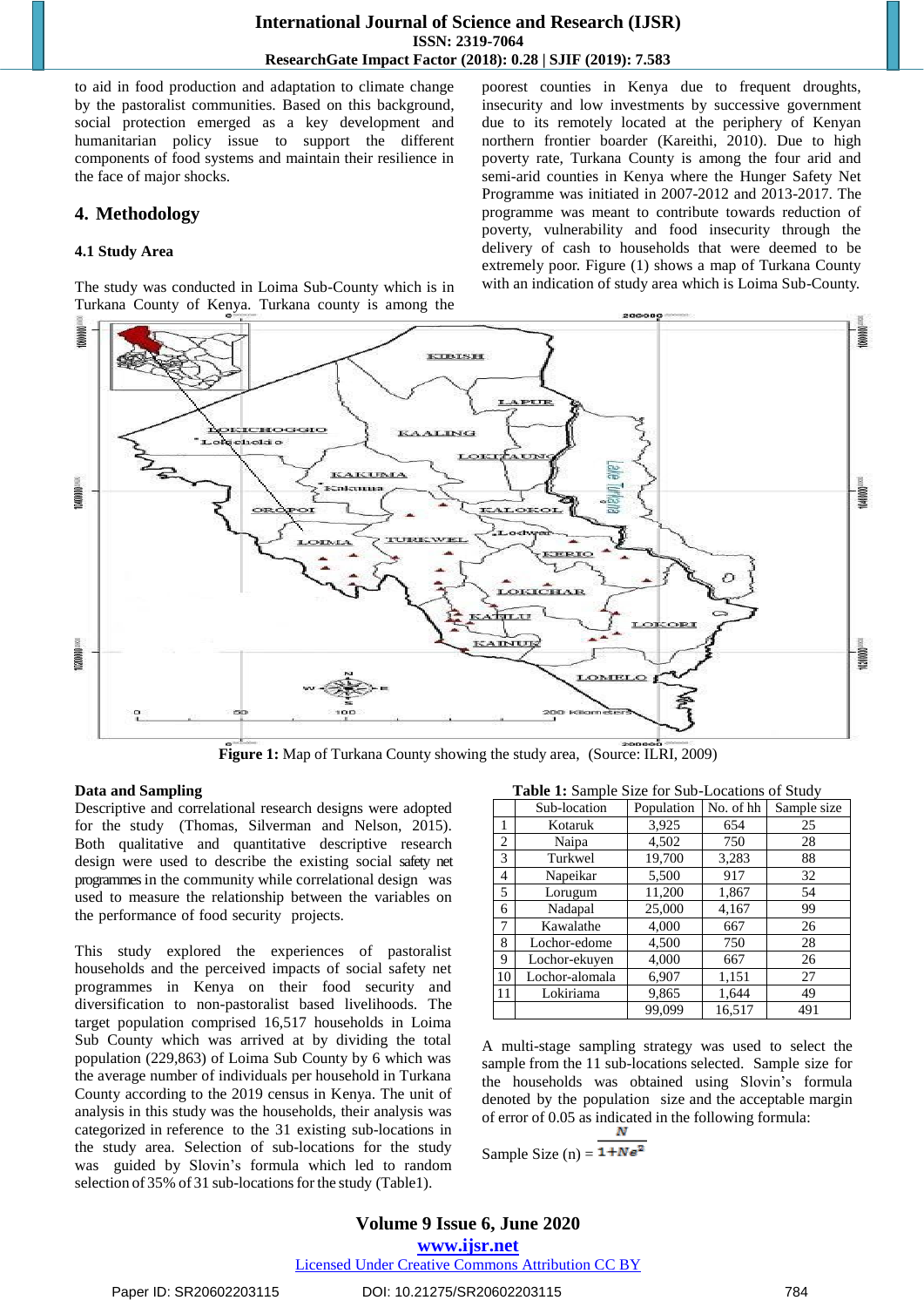to aid in food production and adaptation to climate change by the pastoralist communities. Based on this background, social protection emerged as a key development and humanitarian policy issue to support the different components of food systems and maintain their resilience in the face of major shocks.

## 4. Methodology

### 4.1 Study Area

The study was conducted in Loima Sub-County which is in Turkana County of Kenya. Turkana county is among the poorest counties in Kenya due to frequent droughts, insecurity and low investments by successive government due to its remotely located at the periphery of Kenyan northern frontier boarder (Kareithi, 2010). Due to high poverty rate, Turkana County is among the four arid and semi-arid counties in Kenya where the Hunger Safety Net Programme was initiated in 2007-2012 and 2013-2017. The programme was meant to contribute towards reduction of poverty, vulnerability and food insecurity through the delivery of cash to households that were deemed to be extremely poor. Figure (1) shows a map of Turkana County with an indication of study area which is Loima Sub-County.

**Figure 1:** Map of Turkana County showing the study area, (Source: ILRI, 2009)

**Data and Sampling**

Descriptive and correlational research designs were adopted for the study (Thomas, Silverman and Nelson, 2015). Both qualitative and quantitative descriptive research design were used to describe the existing social safety net programmes in the community while correlational design was used to measure the relationship between the variables on the performance of food security projects.

This study explored the experiences of pastoralist households and the perceived impacts of social safety net programmes in Kenya on their food security and diversification to non-pastoralist based livelihoods. The target population comprised 16,517 households in Loima Sub County which was arrived at by dividing the total population (229,863) of Loima Sub County by 6 which was the average number of individuals per household in Turkana County according to the 2019 census in Kenya. The unit of analysis in this study was the households, their analysis was categorized in reference to the 31 existing sub-locations in the study area. Selection of sub-locations for the study was guided by Slovin's formula which led to random selection of 35% of 31 sub-locations for the study (Table1).

**Table 1:** Sample Size for Sub-Locations of Study

| | Sub-location | Population | No. of hh | Sample size |
|---|---|---|---|---|
| 1 | Kotaruk | 3,925 | 654 | 25 |
| 2 | Naipa | 4,502 | 750 | 28 |
| 3 | Turkwel | 19,700 | 3,283 | 88 |
| 4 | Napeikar | 5,500 | 917 | 32 |
| 5 | Lorugum | 11,200 | 1,867 | 54 |
| 6 | Nadapal | 25,000 | 4,167 | 99 |
| 7 | Kawalathe | 4,000 | 667 | 26 |
| 8 | Lochor-edome | 4,500 | 750 | 28 |
| 9 | Lochor-ekuyen | 4,000 | 667 | 26 |
| 10 | Lochor-alomala | 6,907 | 1,151 | 27 |
| 11 | Lokiriama | 9,865 | 1,644 | 49 |
| | | 99,099 | 16,517 | 491 |

A multi-stage sampling strategy was used to select the sample from the 11 sub-locations selected. Sample size for the households was obtained using Slovin's formula denoted by the population size and the acceptable margin of error of 0.05 as indicated in the following formula:

$$\text{Sample Size (n)} = \frac{N}{1+Ne^2}$$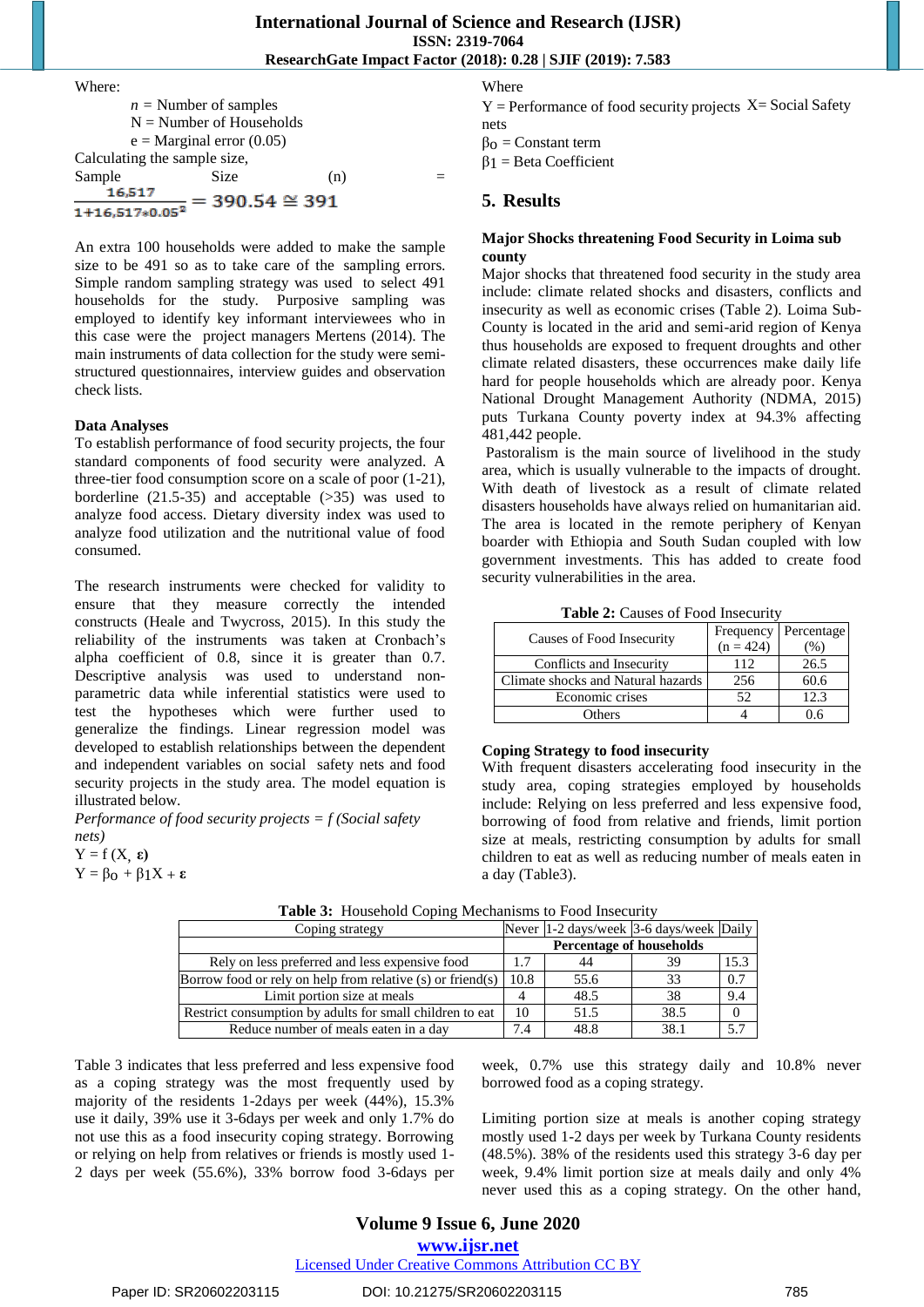Where:

$n$ = Number of samples

N = Number of Households

e = Marginal error (0.05)

Calculating the sample size,

Sample Size (n) = $\frac{16{,}517}{1+16{,}517*0.05^2} = 390.54 \cong 391$

An extra 100 households were added to make the sample size to be 491 so as to take care of the sampling errors. Simple random sampling strategy was used to select 491 households for the study. Purposive sampling was employed to identify key informant interviewees who in this case were the project managers Mertens (2014). The main instruments of data collection for the study were semi-structured questionnaires, interview guides and observation check lists.

**Data Analyses**

To establish performance of food security projects, the four standard components of food security were analyzed. A three-tier food consumption score on a scale of poor (1-21), borderline (21.5-35) and acceptable (>35) was used to analyze food access. Dietary diversity index was used to analyze food utilization and the nutritional value of food consumed.

The research instruments were checked for validity to ensure that they measure correctly the intended constructs (Heale and Twycross, 2015). In this study the reliability of the instruments was taken at Cronbach's alpha coefficient of 0.8, since it is greater than 0.7. Descriptive analysis was used to understand non-parametric data while inferential statistics were used to test the hypotheses which were further used to generalize the findings. Linear regression model was developed to establish relationships between the dependent and independent variables on social safety nets and food security projects in the study area. The model equation is illustrated below.

*Performance of food security projects = f (Social safety nets)*

$Y = f(X, \boldsymbol{\varepsilon})$

$Y = \beta_0 + \beta_1 X + \boldsymbol{\varepsilon}$

Where

Y = Performance of food security projects X= Social Safety nets

$\beta_0$ = Constant term

$\beta_1$ = Beta Coefficient

## 5. Results

**Major Shocks threatening Food Security in Loima sub county**

Major shocks that threatened food security in the study area include: climate related shocks and disasters, conflicts and insecurity as well as economic crises (Table 2). Loima Sub-County is located in the arid and semi-arid region of Kenya thus households are exposed to frequent droughts and other climate related disasters, these occurrences make daily life hard for people households which are already poor. Kenya National Drought Management Authority (NDMA, 2015) puts Turkana County poverty index at 94.3% affecting 481,442 people.

Pastoralism is the main source of livelihood in the study area, which is usually vulnerable to the impacts of drought. With death of livestock as a result of climate related disasters households have always relied on humanitarian aid. The area is located in the remote periphery of Kenyan boarder with Ethiopia and South Sudan coupled with low government investments. This has added to create food security vulnerabilities in the area.

**Table 2:** Causes of Food Insecurity

| Causes of Food Insecurity | Frequency (n = 424) | Percentage (%) |
|---|---|---|
| Conflicts and Insecurity | 112 | 26.5 |
| Climate shocks and Natural hazards | 256 | 60.6 |
| Economic crises | 52 | 12.3 |
| Others | 4 | 0.6 |

**Coping Strategy to food insecurity**

With frequent disasters accelerating food insecurity in the study area, coping strategies employed by households include: Relying on less preferred and less expensive food, borrowing of food from relative and friends, limit portion size at meals, restricting consumption by adults for small children to eat as well as reducing number of meals eaten in a day (Table3).

**Table 3:** Household Coping Mechanisms to Food Insecurity

| Coping strategy | Never | 1-2 days/week | 3-6 days/week | Daily |
|---|---|---|---|---|
| | **Percentage of households** | | | |
| Rely on less preferred and less expensive food | 1.7 | 44 | 39 | 15.3 |
| Borrow food or rely on help from relative (s) or friend(s) | 10.8 | 55.6 | 33 | 0.7 |
| Limit portion size at meals | 4 | 48.5 | 38 | 9.4 |
| Restrict consumption by adults for small children to eat | 10 | 51.5 | 38.5 | 0 |
| Reduce number of meals eaten in a day | 7.4 | 48.8 | 38.1 | 5.7 |

Table 3 indicates that less preferred and less expensive food as a coping strategy was the most frequently used by majority of the residents 1-2days per week (44%), 15.3% use it daily, 39% use it 3-6days per week and only 1.7% do not use this as a food insecurity coping strategy. Borrowing or relying on help from relatives or friends is mostly used 1-2 days per week (55.6%), 33% borrow food 3-6days per week, 0.7% use this strategy daily and 10.8% never borrowed food as a coping strategy.

Limiting portion size at meals is another coping strategy mostly used 1-2 days per week by Turkana County residents (48.5%). 38% of the residents used this strategy 3-6 day per week, 9.4% limit portion size at meals daily and only 4% never used this as a coping strategy. On the other hand,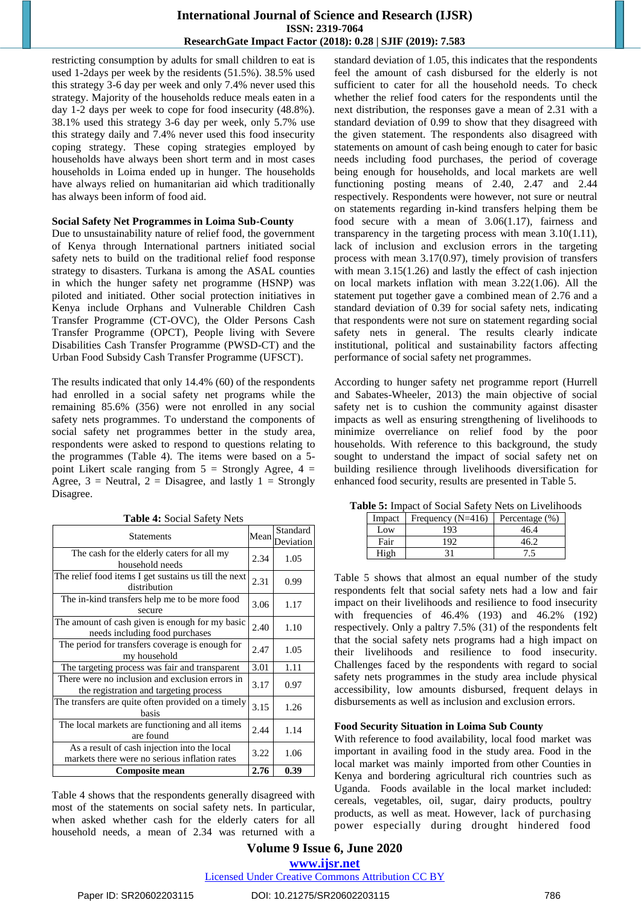restricting consumption by adults for small children to eat is used 1-2days per week by the residents (51.5%). 38.5% used this strategy 3-6 day per week and only 7.4% never used this strategy. Majority of the households reduce meals eaten in a day 1-2 days per week to cope for food insecurity (48.8%). 38.1% used this strategy 3-6 day per week, only 5.7% use this strategy daily and 7.4% never used this food insecurity coping strategy. These coping strategies employed by households have always been short term and in most cases households in Loima ended up in hunger. The households have always relied on humanitarian aid which traditionally has always been inform of food aid.

**Social Safety Net Programmes in Loima Sub-County**

Due to unsustainability nature of relief food, the government of Kenya through International partners initiated social safety nets to build on the traditional relief food response strategy to disasters. Turkana is among the ASAL counties in which the hunger safety net programme (HSNP) was piloted and initiated. Other social protection initiatives in Kenya include Orphans and Vulnerable Children Cash Transfer Programme (CT-OVC), the Older Persons Cash Transfer Programme (OPCT), People living with Severe Disabilities Cash Transfer Programme (PWSD-CT) and the Urban Food Subsidy Cash Transfer Programme (UFSCT).

The results indicated that only 14.4% (60) of the respondents had enrolled in a social safety net programs while the remaining 85.6% (356) were not enrolled in any social safety nets programmes. To understand the components of social safety net programmes better in the study area, respondents were asked to respond to questions relating to the programmes (Table 4). The items were based on a 5-point Likert scale ranging from 5 = Strongly Agree, 4 = Agree, 3 = Neutral, 2 = Disagree, and lastly 1 = Strongly Disagree.

**Table 4:** Social Safety Nets

| Statements | Mean | Standard Deviation |
|---|---|---|
| The cash for the elderly caters for all my household needs | 2.34 | 1.05 |
| The relief food items I get sustains us till the next distribution | 2.31 | 0.99 |
| The in-kind transfers help me to be more food secure | 3.06 | 1.17 |
| The amount of cash given is enough for my basic needs including food purchases | 2.40 | 1.10 |
| The period for transfers coverage is enough for my household | 2.47 | 1.05 |
| The targeting process was fair and transparent | 3.01 | 1.11 |
| There were no inclusion and exclusion errors in the registration and targeting process | 3.17 | 0.97 |
| The transfers are quite often provided on a timely basis | 3.15 | 1.26 |
| The local markets are functioning and all items are found | 2.44 | 1.14 |
| As a result of cash injection into the local markets there were no serious inflation rates | 3.22 | 1.06 |
| **Composite mean** | **2.76** | **0.39** |

Table 4 shows that the respondents generally disagreed with most of the statements on social safety nets. In particular, when asked whether cash for the elderly caters for all household needs, a mean of 2.34 was returned with a standard deviation of 1.05, this indicates that the respondents feel the amount of cash disbursed for the elderly is not sufficient to cater for all the household needs. To check whether the relief food caters for the respondents until the next distribution, the responses gave a mean of 2.31 with a standard deviation of 0.99 to show that they disagreed with the given statement. The respondents also disagreed with statements on amount of cash being enough to cater for basic needs including food purchases, the period of coverage being enough for households, and local markets are well functioning posting means of 2.40, 2.47 and 2.44 respectively. Respondents were however, not sure or neutral on statements regarding in-kind transfers helping them to be food secure with a mean of 3.06(1.17), fairness and transparency in the targeting process with mean 3.10(1.11), lack of inclusion and exclusion errors in the targeting process with mean 3.17(0.97), timely provision of transfers with mean 3.15(1.26) and lastly the effect of cash injection on local markets inflation with mean 3.22(1.06). All the statement put together gave a combined mean of 2.76 and a standard deviation of 0.39 for social safety nets, indicating that respondents were not sure on statement regarding social safety nets in general. The results clearly indicate institutional, political and sustainability factors affecting performance of social safety net programmes.

According to hunger safety net programme report (Hurrell and Sabates-Wheeler, 2013) the main objective of social safety net is to cushion the community against disaster impacts as well as ensuring strengthening of livelihoods to minimize overreliance on relief food by the poor households. With reference to this background, the study sought to understand the impact of social safety net on building resilience through livelihoods diversification for enhanced food security, results are presented in Table 5.

**Table 5:** Impact of Social Safety Nets on Livelihoods

| Impact | Frequency (N=416) | Percentage (%) |
|---|---|---|
| Low | 193 | 46.4 |
| Fair | 192 | 46.2 |
| High | 31 | 7.5 |

Table 5 shows that almost an equal number of the study respondents felt that social safety nets had a low and fair impact on their livelihoods and resilience to food insecurity with frequencies of 46.4% (193) and 46.2% (192) respectively. Only a paltry 7.5% (31) of the respondents felt that the social safety nets programs had a high impact on their livelihoods and resilience to food insecurity. Challenges faced by the respondents with regard to social safety nets programmes in the study area include physical accessibility, low amounts disbursed, frequent delays in disbursements as well as inclusion and exclusion errors.

**Food Security Situation in Loima Sub County**

With reference to food availability, local food market was important in availing food in the study area. Food in the local market was mainly imported from other Counties in Kenya and bordering agricultural rich countries such as Uganda. Foods available in the local market included: cereals, vegetables, oil, sugar, dairy products, poultry products, as well as meat. However, lack of purchasing power especially during drought hindered food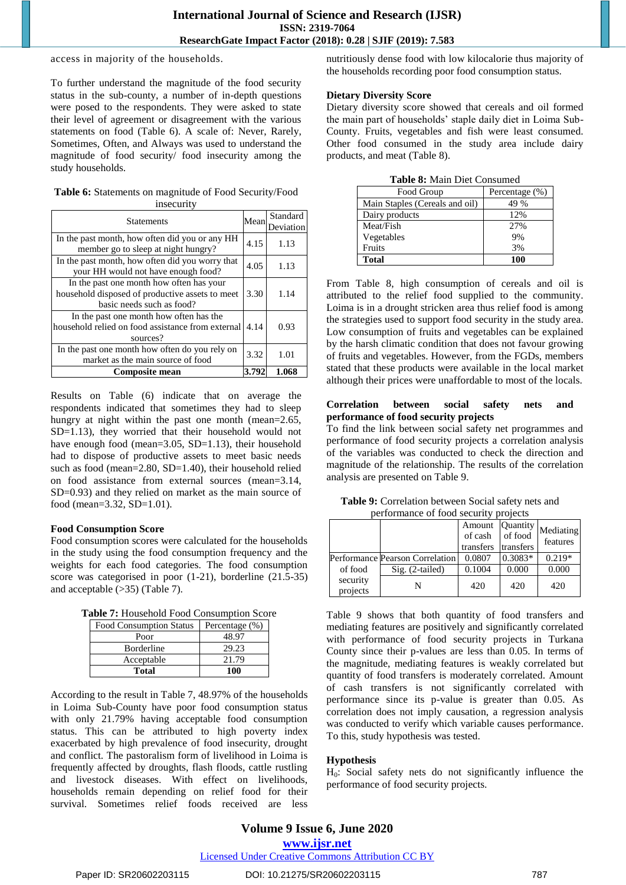access in majority of the households.

To further understand the magnitude of the food security status in the sub-county, a number of in-depth questions were posed to the respondents. They were asked to state their level of agreement or disagreement with the various statements on food (Table 6). A scale of: Never, Rarely, Sometimes, Often, and Always was used to understand the magnitude of food security/ food insecurity among the study households.

**Table 6:** Statements on magnitude of Food Security/Food insecurity

| Statements | Mean | Standard Deviation |
|---|---|---|
| In the past month, how often did you or any HH member go to sleep at night hungry? | 4.15 | 1.13 |
| In the past month, how often did you worry that your HH would not have enough food? | 4.05 | 1.13 |
| In the past one month how often has your household disposed of productive assets to meet basic needs such as food? | 3.30 | 1.14 |
| In the past one month how often has the household relied on food assistance from external sources? | 4.14 | 0.93 |
| In the past one month how often do you rely on market as the main source of food | 3.32 | 1.01 |
| **Composite mean** | **3.792** | **1.068** |

Results on Table (6) indicate that on average the respondents indicated that sometimes they had to sleep hungry at night within the past one month (mean=2.65, SD=1.13), they worried that their household would not have enough food (mean=3.05, SD=1.13), their household had to dispose of productive assets to meet basic needs such as food (mean=2.80, SD=1.40), their household relied on food assistance from external sources (mean=3.14, SD=0.93) and they relied on market as the main source of food (mean=3.32, SD=1.01).

**Food Consumption Score**

Food consumption scores were calculated for the households in the study using the food consumption frequency and the weights for each food categories. The food consumption score was categorised in poor (1-21), borderline (21.5-35) and acceptable (>35) (Table 7).

**Table 7:** Household Food Consumption Score

| Food Consumption Status | Percentage (%) |
|---|---|
| Poor | 48.97 |
| Borderline | 29.23 |
| Acceptable | 21.79 |
| **Total** | **100** |

According to the result in Table 7, 48.97% of the households in Loima Sub-County have poor food consumption status with only 21.79% having acceptable food consumption status. This can be attributed to high poverty index exacerbated by high prevalence of food insecurity, drought and conflict. The pastoralism form of livelihood in Loima is frequently affected by droughts, flash floods, cattle rustling and livestock diseases. With effect on livelihoods, households remain depending on relief food for their survival. Sometimes relief foods received are less nutritiously dense food with low kilocalorie thus majority of the households recording poor food consumption status.

**Dietary Diversity Score**

Dietary diversity score showed that cereals and oil formed the main part of households' staple daily diet in Loima Sub-County. Fruits, vegetables and fish were least consumed. Other food consumed in the study area include dairy products, and meat (Table 8).

**Table 8:** Main Diet Consumed

| Food Group | Percentage (%) |
|---|---|
| Main Staples (Cereals and oil) | 49 % |
| Dairy products | 12% |
| Meat/Fish | 27% |
| Vegetables | 9% |
| Fruits | 3% |
| **Total** | **100** |

From Table 8, high consumption of cereals and oil is attributed to the relief food supplied to the community. Loima is in a drought stricken area thus relief food is among the strategies used to support food security in the study area. Low consumption of fruits and vegetables can be explained by the harsh climatic condition that does not favour growing of fruits and vegetables. However, from the FGDs, members stated that these products were available in the local market although their prices were unaffordable to most of the locals.

**Correlation between social safety nets and performance of food security projects**

To find the link between social safety net programmes and performance of food security projects a correlation analysis of the variables was conducted to check the direction and magnitude of the relationship. The results of the correlation analysis are presented on Table 9.

**Table 9:** Correlation between Social safety nets and performance of food security projects

| | | Amount of cash transfers | Quantity of food transfers | Mediating features |
|---|---|---|---|---|
| Performance of food security projects | Pearson Correlation | 0.0807 | 0.3083* | 0.219* |
| | Sig. (2-tailed) | 0.1004 | 0.000 | 0.000 |
| | N | 420 | 420 | 420 |

Table 9 shows that both quantity of food transfers and mediating features are positively and significantly correlated with performance of food security projects in Turkana County since their p-values are less than 0.05. In terms of the magnitude, mediating features is weakly correlated but quantity of food transfers is moderately correlated. Amount of cash transfers is not significantly correlated with performance since its p-value is greater than 0.05. As correlation does not imply causation, a regression analysis was conducted to verify which variable causes performance. To this, study hypothesis was tested.

**Hypothesis**

$H_0$: Social safety nets do not significantly influence the performance of food security projects.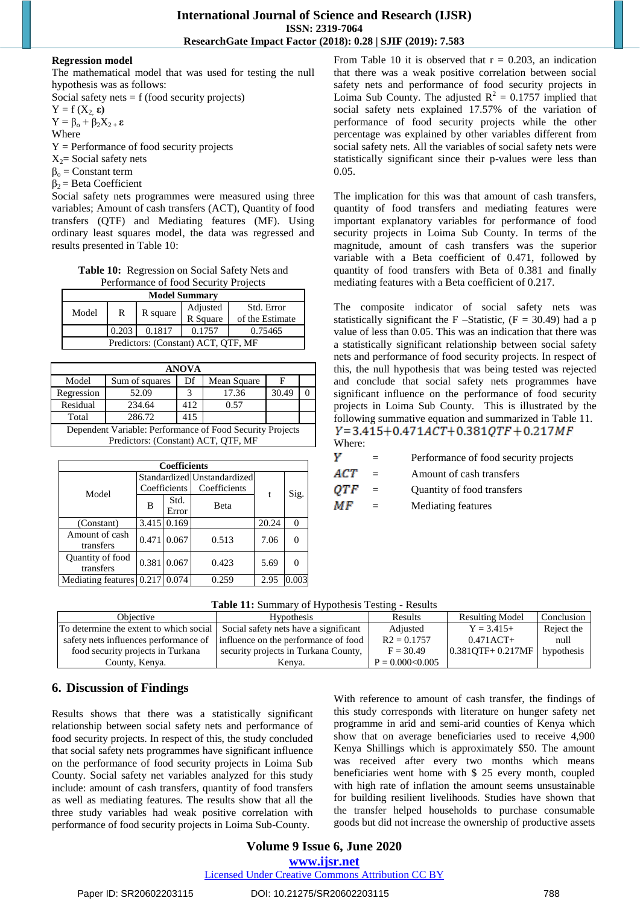**Regression model**

The mathematical model that was used for testing the null hypothesis was as follows:

Social safety nets = f (food security projects)

$Y = f(X_2, \varepsilon)$

$Y = \beta_o + \beta_2 X_2 + \varepsilon$

Where

Y = Performance of food security projects

$X_2$= Social safety nets

$\beta_o$ = Constant term

$\beta_2$ = Beta Coefficient

Social safety nets programmes were measured using three variables; Amount of cash transfers (ACT), Quantity of food transfers (QTF) and Mediating features (MF). Using ordinary least squares model, the data was regressed and results presented in Table 10:

**Table 10:** Regression on Social Safety Nets and Performance of food Security Projects

| Model Summary | | | | |
|---|---|---|---|---|
| Model | R | R square | Adjusted R Square | Std. Error of the Estimate |
| | 0.203 | 0.1817 | 0.1757 | 0.75465 |
| Predictors: (Constant) ACT, QTF, MF | | | | |

| ANOVA | | | | | |
|---|---|---|---|---|---|
| Model | Sum of squares | Df | Mean Square | F | |
| Regression | 52.09 | 3 | 17.36 | 30.49 | 0 |
| Residual | 234.64 | 412 | 0.57 | | |
| Total | 286.72 | 415 | | | |
| Dependent Variable: Performance of Food Security Projects<br>Predictors: (Constant) ACT, QTF, MF | | | | | |

| Coefficients | | | | | |
|---|---|---|---|---|---|
| Model | Standardized Coefficients | | Unstandardized Coefficients | t | Sig. |
| | B | Std. Error | Beta | | |
| (Constant) | 3.415 | 0.169 | | 20.24 | 0 |
| Amount of cash transfers | 0.471 | 0.067 | 0.513 | 7.06 | 0 |
| Quantity of food transfers | 0.381 | 0.067 | 0.423 | 5.69 | 0 |
| Mediating features | 0.217 | 0.074 | 0.259 | 2.95 | 0.003 |

From Table 10 it is observed that r = 0.203, an indication that there was a weak positive correlation between social safety nets and performance of food security projects in Loima Sub County. The adjusted $R^2$ = 0.1757 implied that social safety nets explained 17.57% of the variation of performance of food security projects while the other percentage was explained by other variables different from social safety nets. All the variables of social safety nets were statistically significant since their p-values were less than 0.05.

The implication for this was that amount of cash transfers, quantity of food transfers and mediating features were important explanatory variables for performance of food security projects in Loima Sub County. In terms of the magnitude, amount of cash transfers was the superior variable with a Beta coefficient of 0.471, followed by quantity of food transfers with Beta of 0.381 and finally mediating features with a Beta coefficient of 0.217.

The composite indicator of social safety nets was statistically significant the F –Statistic, (F = 30.49) had a p value of less than 0.05. This was an indication that there was a statistically significant relationship between social safety nets and performance of food security projects. In respect of this, the null hypothesis that was being tested was rejected and conclude that social safety nets programmes have significant influence on the performance of food security projects in Loima Sub County. This is illustrated by the following summative equation and summarized in Table 11.

$$Y = 3.415 + 0.471ACT + 0.381QTF + 0.217MF$$

Where:

$Y$ = Performance of food security projects

$ACT$ = Amount of cash transfers

$QTF$ = Quantity of food transfers

$MF$ = Mediating features

**Table 11:** Summary of Hypothesis Testing - Results

| Objective | Hypothesis | Results | Resulting Model | Conclusion |
|---|---|---|---|---|
| To determine the extent to which social safety nets influences performance of food security projects in Turkana County, Kenya. | Social safety nets have a significant influence on the performance of food security projects in Turkana County, Kenya. | Adjusted R2 = 0.1757<br>F = 30.49<br>P = 0.000<0.005 | Y = 3.415+ 0.471ACT+ 0.381QTF+ 0.217MF | Reject the null hypothesis |

## 6. Discussion of Findings

Results shows that there was a statistically significant relationship between social safety nets and performance of food security projects. In respect of this, the study concluded that social safety nets programmes have significant influence on the performance of food security projects in Loima Sub County. Social safety net variables analyzed for this study include: amount of cash transfers, quantity of food transfers as well as mediating features. The results show that all the three study variables had weak positive correlation with performance of food security projects in Loima Sub-County.

With reference to amount of cash transfer, the findings of this study corresponds with literature on hunger safety net programme in arid and semi-arid counties of Kenya which show that on average beneficiaries used to receive 4,900 Kenya Shillings which is approximately $50. The amount was received after every two months which means beneficiaries went home with $ 25 every month, coupled with high rate of inflation the amount seems unsustainable for building resilient livelihoods. Studies have shown that the transfer helped households to purchase consumable goods but did not increase the ownership of productive assets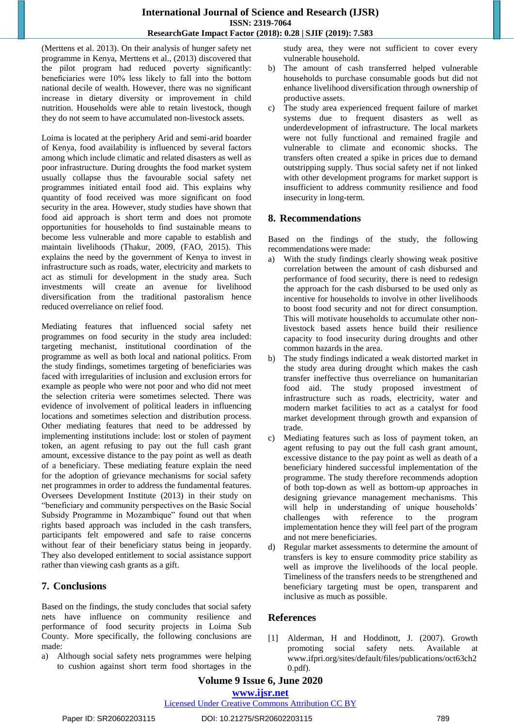(Merttens et al. 2013). On their analysis of hunger safety net programme in Kenya, Merttens et al., (2013) discovered that the pilot program had reduced poverty significantly: beneficiaries were 10% less likely to fall into the bottom national decile of wealth. However, there was no significant increase in dietary diversity or improvement in child nutrition. Households were able to retain livestock, though they do not seem to have accumulated non-livestock assets.

Loima is located at the periphery Arid and semi-arid boarder of Kenya, food availability is influenced by several factors among which include climatic and related disasters as well as poor infrastructure. During droughts the food market system usually collapse thus the favourable social safety net programmes initiated entail food aid. This explains why quantity of food received was more significant on food security in the area. However, study studies have shown that food aid approach is short term and does not promote opportunities for households to find sustainable means to become less vulnerable and more capable to establish and maintain livelihoods (Thakur, 2009, (FAO, 2015). This explains the need by the government of Kenya to invest in infrastructure such as roads, water, electricity and markets to act as stimuli for development in the study area. Such investments will create an avenue for livelihood diversification from the traditional pastoralism hence reduced overreliance on relief food.

Mediating features that influenced social safety net programmes on food security in the study area included: targeting mechanist, institutional coordination of the programme as well as both local and national politics. From the study findings, sometimes targeting of beneficiaries was faced with irregularities of inclusion and exclusion errors for example as people who were not poor and who did not meet the selection criteria were sometimes selected. There was evidence of involvement of political leaders in influencing locations and sometimes selection and distribution process. Other mediating features that need to be addressed by implementing institutions include: lost or stolen of payment token, an agent refusing to pay out the full cash grant amount, excessive distance to the pay point as well as death of a beneficiary. These mediating feature explain the need for the adoption of grievance mechanisms for social safety net programmes in order to address the fundamental features. Oversees Development Institute (2013) in their study on "beneficiary and community perspectives on the Basic Social Subsidy Programme in Mozambique" found out that when rights based approach was included in the cash transfers, participants felt empowered and safe to raise concerns without fear of their beneficiary status being in jeopardy. They also developed entitlement to social assistance support rather than viewing cash grants as a gift.

## 7. Conclusions

Based on the findings, the study concludes that social safety nets have influence on community resilience and performance of food security projects in Loima Sub County. More specifically, the following conclusions are made:

a) Although social safety nets programmes were helping to cushion against short term food shortages in the study area, they were not sufficient to cover every vulnerable household.
b) The amount of cash transferred helped vulnerable households to purchase consumable goods but did not enhance livelihood diversification through ownership of productive assets.
c) The study area experienced frequent failure of market systems due to frequent disasters as well as underdevelopment of infrastructure. The local markets were not fully functional and remained fragile and vulnerable to climate and economic shocks. The transfers often created a spike in prices due to demand outstripping supply. Thus social safety net if not linked with other development programs for market support is insufficient to address community resilience and food insecurity in long-term.

## 8. Recommendations

Based on the findings of the study, the following recommendations were made:

a) With the study findings clearly showing weak positive correlation between the amount of cash disbursed and performance of food security, there is need to redesign the approach for the cash disbursed to be used only as incentive for households to involve in other livelihoods to boost food security and not for direct consumption. This will motivate households to accumulate other non-livestock based assets hence build their resilience capacity to food insecurity during droughts and other common hazards in the area.
b) The study findings indicated a weak distorted market in the study area during drought which makes the cash transfer ineffective thus overreliance on humanitarian food aid. The study proposed investment of infrastructure such as roads, electricity, water and modern market facilities to act as a catalyst for food market development through growth and expansion of trade.
c) Mediating features such as loss of payment token, an agent refusing to pay out the full cash grant amount, excessive distance to the pay point as well as death of a beneficiary hindered successful implementation of the programme. The study therefore recommends adoption of both top-down as well as bottom-up approaches in designing grievance management mechanisms. This will help in understanding of unique households' challenges with reference to the program implementation hence they will feel part of the program and not mere beneficiaries.
d) Regular market assessments to determine the amount of transfers is key to ensure commodity price stability as well as improve the livelihoods of the local people. Timeliness of the transfers needs to be strengthened and beneficiary targeting must be open, transparent and inclusive as much as possible.

## References

[1] Alderman, H and Hoddinott, J. (2007). Growth promoting social safety nets. Available at www.ifpri.org/sites/default/files/publications/oct63ch20.pdf).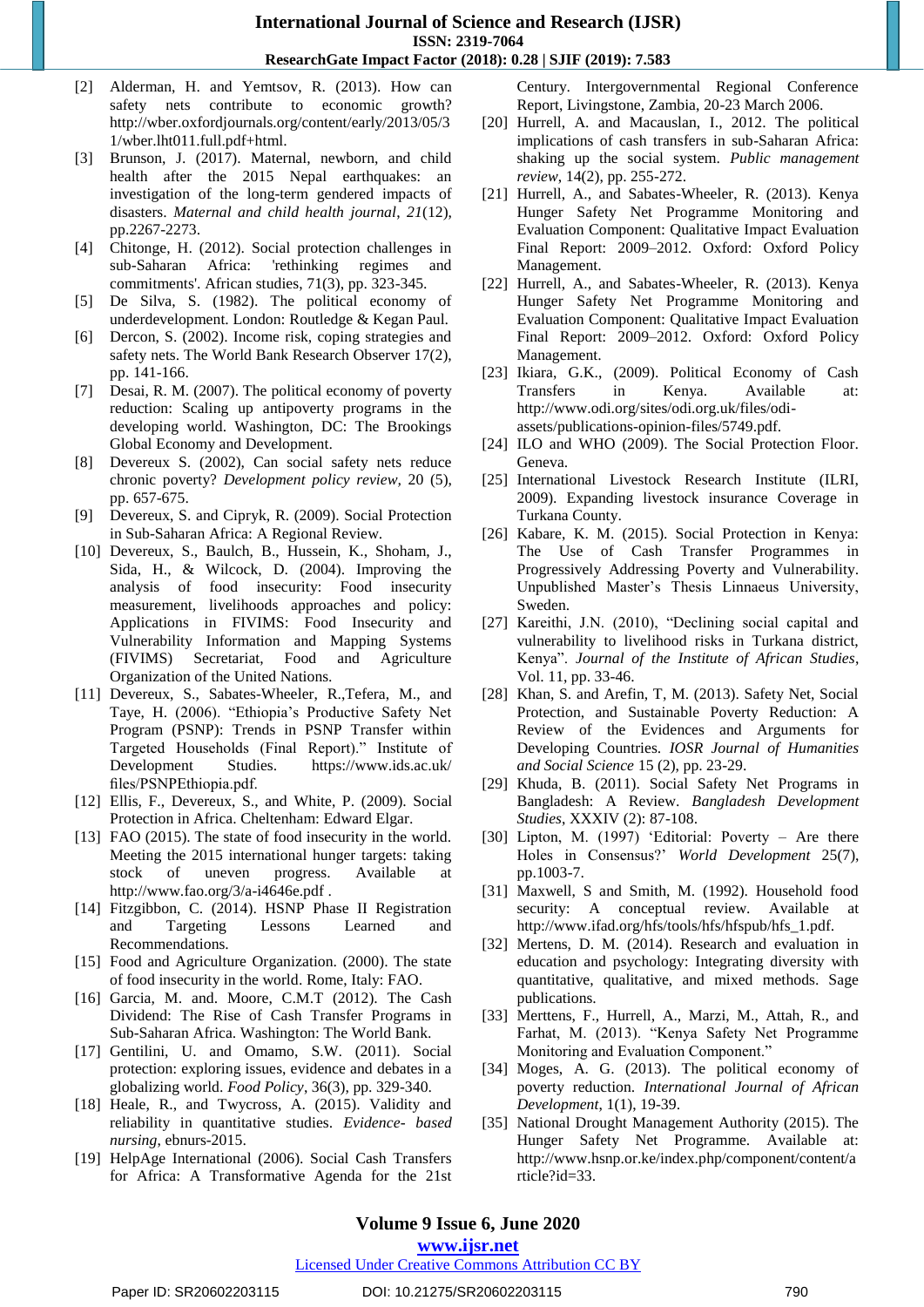[2] Alderman, H. and Yemtsov, R. (2013). How can safety nets contribute to economic growth? http://wber.oxfordjournals.org/content/early/2013/05/31/wber.lht011.full.pdf+html.

[3] Brunson, J. (2017). Maternal, newborn, and child health after the 2015 Nepal earthquakes: an investigation of the long-term gendered impacts of disasters. *Maternal and child health journal*, *21*(12), pp.2267-2273.

[4] Chitonge, H. (2012). Social protection challenges in sub-Saharan Africa: 'rethinking regimes and commitments'. African studies, 71(3), pp. 323-345.

[5] De Silva, S. (1982). The political economy of underdevelopment. London: Routledge & Kegan Paul.

[6] Dercon, S. (2002). Income risk, coping strategies and safety nets. The World Bank Research Observer 17(2), pp. 141-166.

[7] Desai, R. M. (2007). The political economy of poverty reduction: Scaling up antipoverty programs in the developing world. Washington, DC: The Brookings Global Economy and Development.

[8] Devereux S. (2002), Can social safety nets reduce chronic poverty? *Development policy review*, 20 (5), pp. 657-675.

[9] Devereux, S. and Cipryk, R. (2009). Social Protection in Sub-Saharan Africa: A Regional Review.

[10] Devereux, S., Baulch, B., Hussein, K., Shoham, J., Sida, H., & Wilcock, D. (2004). Improving the analysis of food insecurity: Food insecurity measurement, livelihoods approaches and policy: Applications in FIVIMS: Food Insecurity and Vulnerability Information and Mapping Systems (FIVIMS) Secretariat, Food and Agriculture Organization of the United Nations.

[11] Devereux, S., Sabates-Wheeler, R.,Tefera, M., and Taye, H. (2006). "Ethiopia's Productive Safety Net Program (PSNP): Trends in PSNP Transfer within Targeted Households (Final Report)." Institute of Development Studies. https://www.ids.ac.uk/files/PSNPEthiopia.pdf.

[12] Ellis, F., Devereux, S., and White, P. (2009). Social Protection in Africa. Cheltenham: Edward Elgar.

[13] FAO (2015). The state of food insecurity in the world. Meeting the 2015 international hunger targets: taking stock of uneven progress. Available at http://www.fao.org/3/a-i4646e.pdf .

[14] Fitzgibbon, C. (2014). HSNP Phase II Registration and Targeting Lessons Learned and Recommendations.

[15] Food and Agriculture Organization. (2000). The state of food insecurity in the world. Rome, Italy: FAO.

[16] Garcia, M. and. Moore, C.M.T (2012). The Cash Dividend: The Rise of Cash Transfer Programs in Sub-Saharan Africa. Washington: The World Bank.

[17] Gentilini, U. and Omamo, S.W. (2011). Social protection: exploring issues, evidence and debates in a globalizing world. *Food Policy*, 36(3), pp. 329-340.

[18] Heale, R., and Twycross, A. (2015). Validity and reliability in quantitative studies. *Evidence- based nursing*, ebnurs-2015.

[19] HelpAge International (2006). Social Cash Transfers for Africa: A Transformative Agenda for the 21st Century. Intergovernmental Regional Conference Report, Livingstone, Zambia, 20-23 March 2006.

[20] Hurrell, A. and Macauslan, I., 2012. The political implications of cash transfers in sub-Saharan Africa: shaking up the social system. *Public management review*, 14(2), pp. 255-272.

[21] Hurrell, A., and Sabates-Wheeler, R. (2013). Kenya Hunger Safety Net Programme Monitoring and Evaluation Component: Qualitative Impact Evaluation Final Report: 2009–2012. Oxford: Oxford Policy Management.

[22] Hurrell, A., and Sabates-Wheeler, R. (2013). Kenya Hunger Safety Net Programme Monitoring and Evaluation Component: Qualitative Impact Evaluation Final Report: 2009–2012. Oxford: Oxford Policy Management.

[23] Ikiara, G.K., (2009). Political Economy of Cash Transfers in Kenya. Available at: http://www.odi.org/sites/odi.org.uk/files/odi-assets/publications-opinion-files/5749.pdf.

[24] ILO and WHO (2009). The Social Protection Floor. Geneva.

[25] International Livestock Research Institute (ILRI, 2009). Expanding livestock insurance Coverage in Turkana County.

[26] Kabare, K. M. (2015). Social Protection in Kenya: The Use of Cash Transfer Programmes in Progressively Addressing Poverty and Vulnerability. Unpublished Master's Thesis Linnaeus University, Sweden.

[27] Kareithi, J.N. (2010), "Declining social capital and vulnerability to livelihood risks in Turkana district, Kenya". *Journal of the Institute of African Studies*, Vol. 11, pp. 33-46.

[28] Khan, S. and Arefin, T, M. (2013). Safety Net, Social Protection, and Sustainable Poverty Reduction: A Review of the Evidences and Arguments for Developing Countries. *IOSR Journal of Humanities and Social Science* 15 (2), pp. 23-29.

[29] Khuda, B. (2011). Social Safety Net Programs in Bangladesh: A Review. *Bangladesh Development Studies*, XXXIV (2): 87-108.

[30] Lipton, M. (1997) 'Editorial: Poverty – Are there Holes in Consensus?' *World Development* 25(7), pp.1003-7.

[31] Maxwell, S and Smith, M. (1992). Household food security: A conceptual review. Available at http://www.ifad.org/hfs/tools/hfs/hfspub/hfs_1.pdf.

[32] Mertens, D. M. (2014). Research and evaluation in education and psychology: Integrating diversity with quantitative, qualitative, and mixed methods. Sage publications.

[33] Merttens, F., Hurrell, A., Marzi, M., Attah, R., and Farhat, M. (2013). "Kenya Safety Net Programme Monitoring and Evaluation Component."

[34] Moges, A. G. (2013). The political economy of poverty reduction. *International Journal of African Development*, 1(1), 19-39.

[35] National Drought Management Authority (2015). The Hunger Safety Net Programme. Available at: http://www.hsnp.or.ke/index.php/component/content/article?id=33.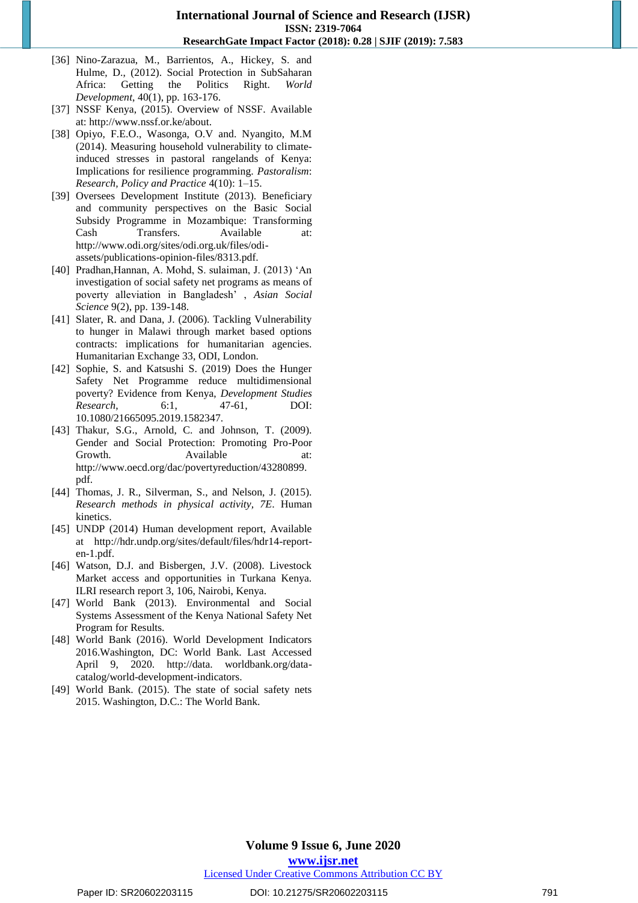[36] Nino-Zarazua, M., Barrientos, A., Hickey, S. and Hulme, D., (2012). Social Protection in SubSaharan Africa: Getting the Politics Right. *World Development*, 40(1), pp. 163-176.

[37] NSSF Kenya, (2015). Overview of NSSF. Available at: http://www.nssf.or.ke/about.

[38] Opiyo, F.E.O., Wasonga, O.V and. Nyangito, M.M (2014). Measuring household vulnerability to climate-induced stresses in pastoral rangelands of Kenya: Implications for resilience programming. *Pastoralism*: *Research, Policy and Practice* 4(10): 1–15.

[39] Oversees Development Institute (2013). Beneficiary and community perspectives on the Basic Social Subsidy Programme in Mozambique: Transforming Cash Transfers. Available at: http://www.odi.org/sites/odi.org.uk/files/odi-assets/publications-opinion-files/8313.pdf.

[40] Pradhan,Hannan, A. Mohd, S. sulaiman, J. (2013) 'An investigation of social safety net programs as means of poverty alleviation in Bangladesh' , *Asian Social Science* 9(2), pp. 139-148.

[41] Slater, R. and Dana, J. (2006). Tackling Vulnerability to hunger in Malawi through market based options contracts: implications for humanitarian agencies. Humanitarian Exchange 33, ODI, London.

[42] Sophie, S. and Katsushi S. (2019) Does the Hunger Safety Net Programme reduce multidimensional poverty? Evidence from Kenya, *Development Studies Research*, 6:1, 47-61, DOI: 10.1080/21665095.2019.1582347.

[43] Thakur, S.G., Arnold, C. and Johnson, T. (2009). Gender and Social Protection: Promoting Pro-Poor Growth. Available at: http://www.oecd.org/dac/povertyreduction/43280899.pdf.

[44] Thomas, J. R., Silverman, S., and Nelson, J. (2015). *Research methods in physical activity, 7E*. Human kinetics.

[45] UNDP (2014) Human development report, Available at http://hdr.undp.org/sites/default/files/hdr14-report-en-1.pdf.

[46] Watson, D.J. and Bisbergen, J.V. (2008). Livestock Market access and opportunities in Turkana Kenya. ILRI research report 3, 106, Nairobi, Kenya.

[47] World Bank (2013). Environmental and Social Systems Assessment of the Kenya National Safety Net Program for Results.

[48] World Bank (2016). World Development Indicators 2016.Washington, DC: World Bank. Last Accessed April 9, 2020. http://data. worldbank.org/data-catalog/world-development-indicators.

[49] World Bank. (2015). The state of social safety nets 2015. Washington, D.C.: The World Bank.